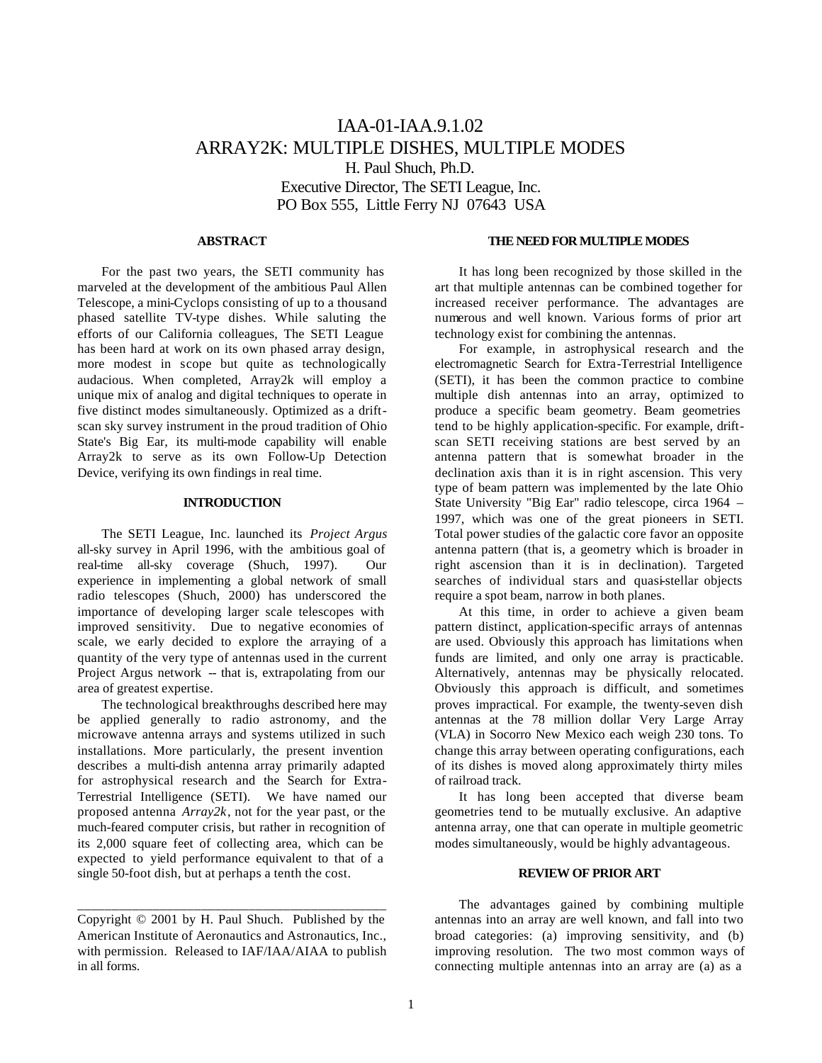# IAA-01-IAA.9.1.02
# ARRAY2K: MULTIPLE DISHES, MULTIPLE MODES

H. Paul Shuch, Ph.D.
Executive Director, The SETI League, Inc.
PO Box 555, Little Ferry NJ 07643 USA

## ABSTRACT

For the past two years, the SETI community has marveled at the development of the ambitious Paul Allen Telescope, a mini-Cyclops consisting of up to a thousand phased satellite TV-type dishes. While saluting the efforts of our California colleagues, The SETI League has been hard at work on its own phased array design, more modest in scope but quite as technologically audacious. When completed, Array2k will employ a unique mix of analog and digital techniques to operate in five distinct modes simultaneously. Optimized as a drift-scan sky survey instrument in the proud tradition of Ohio State's Big Ear, its multi-mode capability will enable Array2k to serve as its own Follow-Up Detection Device, verifying its own findings in real time.

## INTRODUCTION

The SETI League, Inc. launched its *Project Argus* all-sky survey in April 1996, with the ambitious goal of real-time all-sky coverage (Shuch, 1997). Our experience in implementing a global network of small radio telescopes (Shuch, 2000) has underscored the importance of developing larger scale telescopes with improved sensitivity. Due to negative economies of scale, we early decided to explore the arraying of a quantity of the very type of antennas used in the current Project Argus network -- that is, extrapolating from our area of greatest expertise.

The technological breakthroughs described here may be applied generally to radio astronomy, and the microwave antenna arrays and systems utilized in such installations. More particularly, the present invention describes a multi-dish antenna array primarily adapted for astrophysical research and the Search for Extra-Terrestrial Intelligence (SETI). We have named our proposed antenna *Array2k*, not for the year past, or the much-feared computer crisis, but rather in recognition of its 2,000 square feet of collecting area, which can be expected to yield performance equivalent to that of a single 50-foot dish, but at perhaps a tenth the cost.

Copyright © 2001 by H. Paul Shuch. Published by the American Institute of Aeronautics and Astronautics, Inc., with permission. Released to IAF/IAA/AIAA to publish in all forms.

## THE NEED FOR MULTIPLE MODES

It has long been recognized by those skilled in the art that multiple antennas can be combined together for increased receiver performance. The advantages are numerous and well known. Various forms of prior art technology exist for combining the antennas.

For example, in astrophysical research and the electromagnetic Search for Extra-Terrestrial Intelligence (SETI), it has been the common practice to combine multiple dish antennas into an array, optimized to produce a specific beam geometry. Beam geometries tend to be highly application-specific. For example, drift-scan SETI receiving stations are best served by an antenna pattern that is somewhat broader in the declination axis than it is in right ascension. This very type of beam pattern was implemented by the late Ohio State University "Big Ear" radio telescope, circa 1964 – 1997, which was one of the great pioneers in SETI. Total power studies of the galactic core favor an opposite antenna pattern (that is, a geometry which is broader in right ascension than it is in declination). Targeted searches of individual stars and quasi-stellar objects require a spot beam, narrow in both planes.

At this time, in order to achieve a given beam pattern distinct, application-specific arrays of antennas are used. Obviously this approach has limitations when funds are limited, and only one array is practicable. Alternatively, antennas may be physically relocated. Obviously this approach is difficult, and sometimes proves impractical. For example, the twenty-seven dish antennas at the 78 million dollar Very Large Array (VLA) in Socorro New Mexico each weigh 230 tons. To change this array between operating configurations, each of its dishes is moved along approximately thirty miles of railroad track.

It has long been accepted that diverse beam geometries tend to be mutually exclusive. An adaptive antenna array, one that can operate in multiple geometric modes simultaneously, would be highly advantageous.

## REVIEW OF PRIOR ART

The advantages gained by combining multiple antennas into an array are well known, and fall into two broad categories: (a) improving sensitivity, and (b) improving resolution. The two most common ways of connecting multiple antennas into an array are (a) as a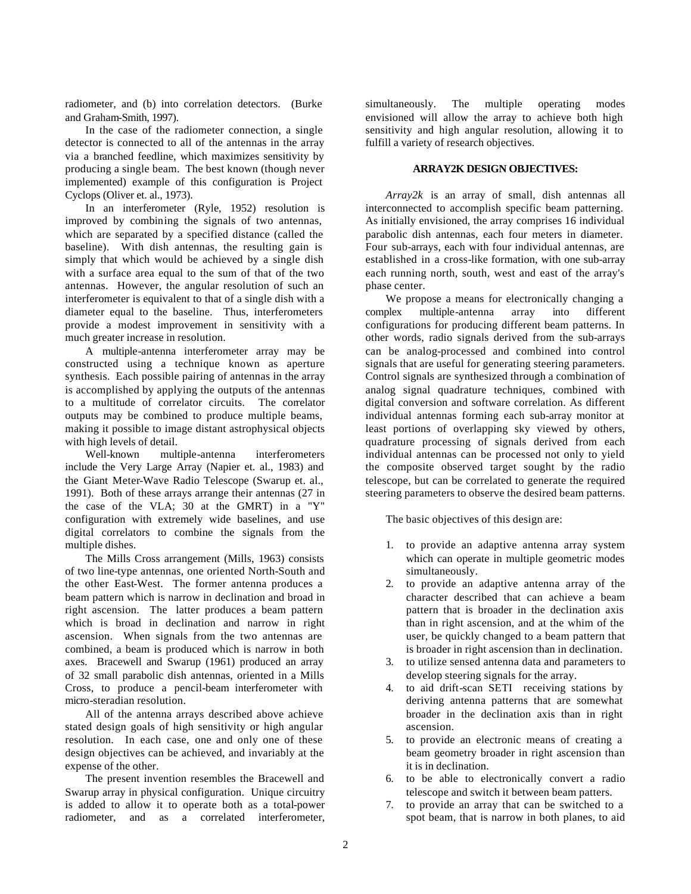radiometer, and (b) into correlation detectors. (Burke and Graham-Smith, 1997).

In the case of the radiometer connection, a single detector is connected to all of the antennas in the array via a branched feedline, which maximizes sensitivity by producing a single beam. The best known (though never implemented) example of this configuration is Project Cyclops (Oliver et. al., 1973).

In an interferometer (Ryle, 1952) resolution is improved by combining the signals of two antennas, which are separated by a specified distance (called the baseline). With dish antennas, the resulting gain is simply that which would be achieved by a single dish with a surface area equal to the sum of that of the two antennas. However, the angular resolution of such an interferometer is equivalent to that of a single dish with a diameter equal to the baseline. Thus, interferometers provide a modest improvement in sensitivity with a much greater increase in resolution.

A multiple-antenna interferometer array may be constructed using a technique known as aperture synthesis. Each possible pairing of antennas in the array is accomplished by applying the outputs of the antennas to a multitude of correlator circuits. The correlator outputs may be combined to produce multiple beams, making it possible to image distant astrophysical objects with high levels of detail.

Well-known multiple-antenna interferometers include the Very Large Array (Napier et. al., 1983) and the Giant Meter-Wave Radio Telescope (Swarup et. al., 1991). Both of these arrays arrange their antennas (27 in the case of the VLA; 30 at the GMRT) in a "Y" configuration with extremely wide baselines, and use digital correlators to combine the signals from the multiple dishes.

The Mills Cross arrangement (Mills, 1963) consists of two line-type antennas, one oriented North-South and the other East-West. The former antenna produces a beam pattern which is narrow in declination and broad in right ascension. The latter produces a beam pattern which is broad in declination and narrow in right ascension. When signals from the two antennas are combined, a beam is produced which is narrow in both axes. Bracewell and Swarup (1961) produced an array of 32 small parabolic dish antennas, oriented in a Mills Cross, to produce a pencil-beam interferometer with micro-steradian resolution.

All of the antenna arrays described above achieve stated design goals of high sensitivity or high angular resolution. In each case, one and only one of these design objectives can be achieved, and invariably at the expense of the other.

The present invention resembles the Bracewell and Swarup array in physical configuration. Unique circuitry is added to allow it to operate both as a total-power radiometer, and as a correlated interferometer, simultaneously. The multiple operating modes envisioned will allow the array to achieve both high sensitivity and high angular resolution, allowing it to fulfill a variety of research objectives.

## ARRAY2K DESIGN OBJECTIVES:

*Array2k* is an array of small, dish antennas all interconnected to accomplish specific beam patterning. As initially envisioned, the array comprises 16 individual parabolic dish antennas, each four meters in diameter. Four sub-arrays, each with four individual antennas, are established in a cross-like formation, with one sub-array each running north, south, west and east of the array's phase center.

We propose a means for electronically changing a complex multiple-antenna array into different configurations for producing different beam patterns. In other words, radio signals derived from the sub-arrays can be analog-processed and combined into control signals that are useful for generating steering parameters. Control signals are synthesized through a combination of analog signal quadrature techniques, combined with digital conversion and software correlation. As different individual antennas forming each sub-array monitor at least portions of overlapping sky viewed by others, quadrature processing of signals derived from each individual antennas can be processed not only to yield the composite observed target sought by the radio telescope, but can be correlated to generate the required steering parameters to observe the desired beam patterns.

The basic objectives of this design are:

1. to provide an adaptive antenna array system which can operate in multiple geometric modes simultaneously.
2. to provide an adaptive antenna array of the character described that can achieve a beam pattern that is broader in the declination axis than in right ascension, and at the whim of the user, be quickly changed to a beam pattern that is broader in right ascension than in declination.
3. to utilize sensed antenna data and parameters to develop steering signals for the array.
4. to aid drift-scan SETI receiving stations by deriving antenna patterns that are somewhat broader in the declination axis than in right ascension.
5. to provide an electronic means of creating a beam geometry broader in right ascension than it is in declination.
6. to be able to electronically convert a radio telescope and switch it between beam patters.
7. to provide an array that can be switched to a spot beam, that is narrow in both planes, to aid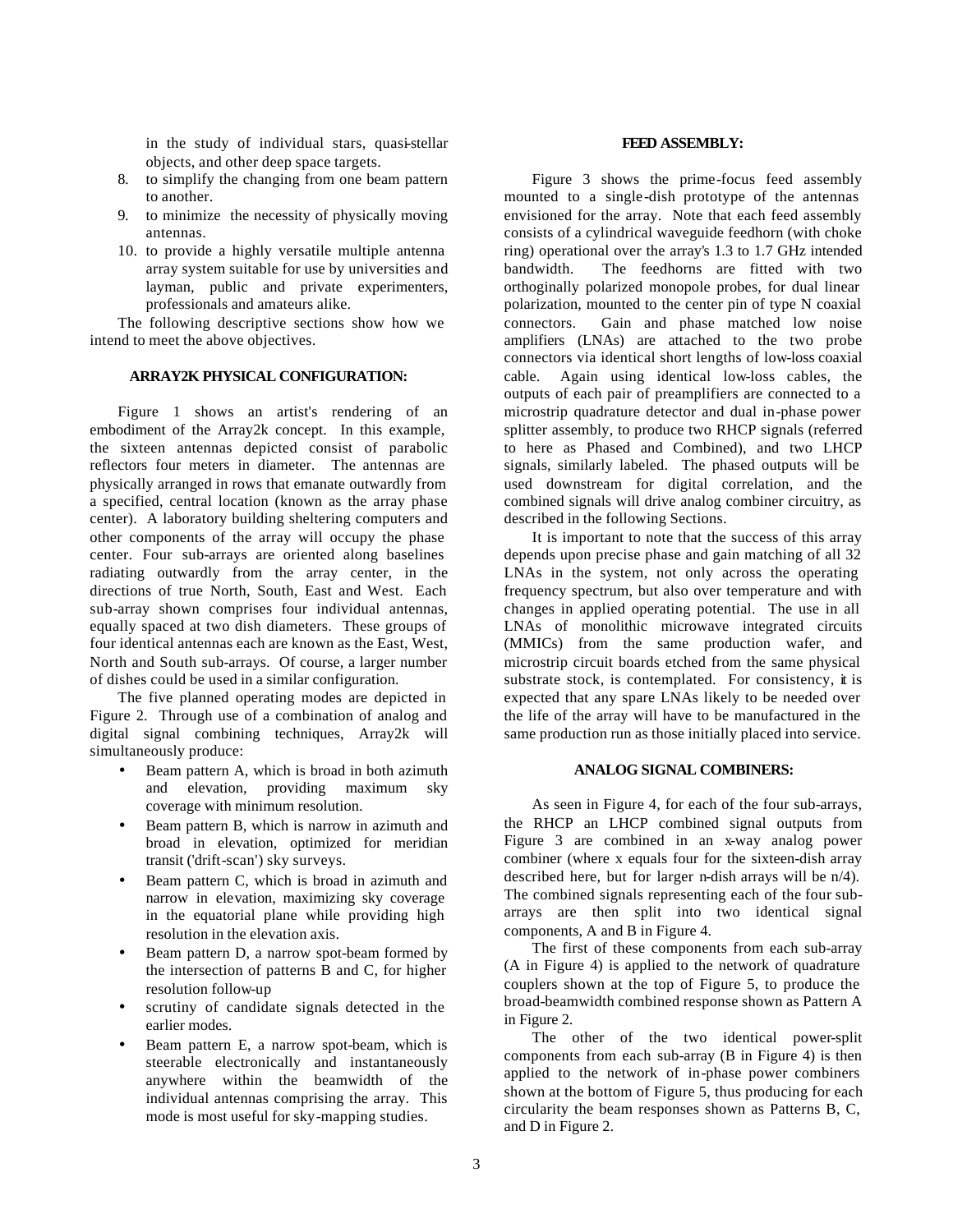in the study of individual stars, quasi-stellar objects, and other deep space targets.

8. to simplify the changing from one beam pattern to another.
9. to minimize the necessity of physically moving antennas.
10. to provide a highly versatile multiple antenna array system suitable for use by universities and layman, public and private experimenters, professionals and amateurs alike.

The following descriptive sections show how we intend to meet the above objectives.

## ARRAY2K PHYSICAL CONFIGURATION:

Figure 1 shows an artist's rendering of an embodiment of the Array2k concept. In this example, the sixteen antennas depicted consist of parabolic reflectors four meters in diameter. The antennas are physically arranged in rows that emanate outwardly from a specified, central location (known as the array phase center). A laboratory building sheltering computers and other components of the array will occupy the phase center. Four sub-arrays are oriented along baselines radiating outwardly from the array center, in the directions of true North, South, East and West. Each sub-array shown comprises four individual antennas, equally spaced at two dish diameters. These groups of four identical antennas each are known as the East, West, North and South sub-arrays. Of course, a larger number of dishes could be used in a similar configuration.

The five planned operating modes are depicted in Figure 2. Through use of a combination of analog and digital signal combining techniques, Array2k will simultaneously produce:

- Beam pattern A, which is broad in both azimuth and elevation, providing maximum sky coverage with minimum resolution.
- Beam pattern B, which is narrow in azimuth and broad in elevation, optimized for meridian transit ('drift-scan') sky surveys.
- Beam pattern C, which is broad in azimuth and narrow in elevation, maximizing sky coverage in the equatorial plane while providing high resolution in the elevation axis.
- Beam pattern D, a narrow spot-beam formed by the intersection of patterns B and C, for higher resolution follow-up
- scrutiny of candidate signals detected in the earlier modes.
- Beam pattern E, a narrow spot-beam, which is steerable electronically and instantaneously anywhere within the beamwidth of the individual antennas comprising the array. This mode is most useful for sky-mapping studies.

## FEED ASSEMBLY:

Figure 3 shows the prime-focus feed assembly mounted to a single-dish prototype of the antennas envisioned for the array. Note that each feed assembly consists of a cylindrical waveguide feedhorn (with choke ring) operational over the array's 1.3 to 1.7 GHz intended bandwidth. The feedhorns are fitted with two orthoginally polarized monopole probes, for dual linear polarization, mounted to the center pin of type N coaxial connectors. Gain and phase matched low noise amplifiers (LNAs) are attached to the two probe connectors via identical short lengths of low-loss coaxial cable. Again using identical low-loss cables, the outputs of each pair of preamplifiers are connected to a microstrip quadrature detector and dual in-phase power splitter assembly, to produce two RHCP signals (referred to here as Phased and Combined), and two LHCP signals, similarly labeled. The phased outputs will be used downstream for digital correlation, and the combined signals will drive analog combiner circuitry, as described in the following Sections.

It is important to note that the success of this array depends upon precise phase and gain matching of all 32 LNAs in the system, not only across the operating frequency spectrum, but also over temperature and with changes in applied operating potential. The use in all LNAs of monolithic microwave integrated circuits (MMICs) from the same production wafer, and microstrip circuit boards etched from the same physical substrate stock, is contemplated. For consistency, it is expected that any spare LNAs likely to be needed over the life of the array will have to be manufactured in the same production run as those initially placed into service.

## ANALOG SIGNAL COMBINERS:

As seen in Figure 4, for each of the four sub-arrays, the RHCP an LHCP combined signal outputs from Figure 3 are combined in an x-way analog power combiner (where x equals four for the sixteen-dish array described here, but for larger n-dish arrays will be n/4). The combined signals representing each of the four sub-arrays are then split into two identical signal components, A and B in Figure 4.

The first of these components from each sub-array (A in Figure 4) is applied to the network of quadrature couplers shown at the top of Figure 5, to produce the broad-beamwidth combined response shown as Pattern A in Figure 2.

The other of the two identical power-split components from each sub-array (B in Figure 4) is then applied to the network of in-phase power combiners shown at the bottom of Figure 5, thus producing for each circularity the beam responses shown as Patterns B, C, and D in Figure 2.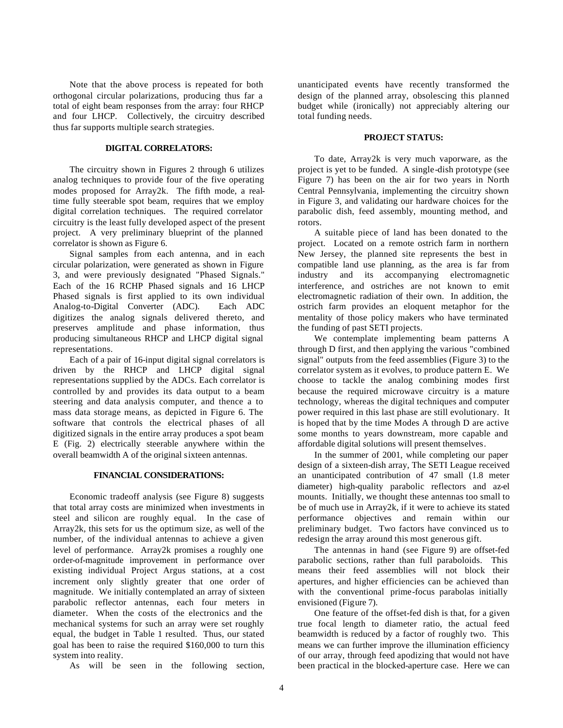Note that the above process is repeated for both orthogonal circular polarizations, producing thus far a total of eight beam responses from the array: four RHCP and four LHCP. Collectively, the circuitry described thus far supports multiple search strategies.

## DIGITAL CORRELATORS:

The circuitry shown in Figures 2 through 6 utilizes analog techniques to provide four of the five operating modes proposed for Array2k. The fifth mode, a real-time fully steerable spot beam, requires that we employ digital correlation techniques. The required correlator circuitry is the least fully developed aspect of the present project. A very preliminary blueprint of the planned correlator is shown as Figure 6.

Signal samples from each antenna, and in each circular polarization, were generated as shown in Figure 3, and were previously designated "Phased Signals." Each of the 16 RCHP Phased signals and 16 LHCP Phased signals is first applied to its own individual Analog-to-Digital Converter (ADC). Each ADC digitizes the analog signals delivered thereto, and preserves amplitude and phase information, thus producing simultaneous RHCP and LHCP digital signal representations.

Each of a pair of 16-input digital signal correlators is driven by the RHCP and LHCP digital signal representations supplied by the ADCs. Each correlator is controlled by and provides its data output to a beam steering and data analysis computer, and thence a to mass data storage means, as depicted in Figure 6. The software that controls the electrical phases of all digitized signals in the entire array produces a spot beam E (Fig. 2) electrically steerable anywhere within the overall beamwidth A of the original sixteen antennas.

## FINANCIAL CONSIDERATIONS:

Economic tradeoff analysis (see Figure 8) suggests that total array costs are minimized when investments in steel and silicon are roughly equal. In the case of Array2k, this sets for us the optimum size, as well of the number, of the individual antennas to achieve a given level of performance. Array2k promises a roughly one order-of-magnitude improvement in performance over existing individual Project Argus stations, at a cost increment only slightly greater that one order of magnitude. We initially contemplated an array of sixteen parabolic reflector antennas, each four meters in diameter. When the costs of the electronics and the mechanical systems for such an array were set roughly equal, the budget in Table 1 resulted. Thus, our stated goal has been to raise the required $160,000 to turn this system into reality.

As will be seen in the following section, unanticipated events have recently transformed the design of the planned array, obsolescing this planned budget while (ironically) not appreciably altering our total funding needs.

## PROJECT STATUS:

To date, Array2k is very much vaporware, as the project is yet to be funded. A single-dish prototype (see Figure 7) has been on the air for two years in North Central Pennsylvania, implementing the circuitry shown in Figure 3, and validating our hardware choices for the parabolic dish, feed assembly, mounting method, and rotors.

A suitable piece of land has been donated to the project. Located on a remote ostrich farm in northern New Jersey, the planned site represents the best in compatible land use planning, as the area is far from industry and its accompanying electromagnetic interference, and ostriches are not known to emit electromagnetic radiation of their own. In addition, the ostrich farm provides an eloquent metaphor for the mentality of those policy makers who have terminated the funding of past SETI projects.

We contemplate implementing beam patterns A through D first, and then applying the various "combined signal" outputs from the feed assemblies (Figure 3) to the correlator system as it evolves, to produce pattern E. We choose to tackle the analog combining modes first because the required microwave circuitry is a mature technology, whereas the digital techniques and computer power required in this last phase are still evolutionary. It is hoped that by the time Modes A through D are active some months to years downstream, more capable and affordable digital solutions will present themselves.

In the summer of 2001, while completing our paper design of a sixteen-dish array, The SETI League received an unanticipated contribution of 47 small (1.8 meter diameter) high-quality parabolic reflectors and az-el mounts. Initially, we thought these antennas too small to be of much use in Array2k, if it were to achieve its stated performance objectives and remain within our preliminary budget. Two factors have convinced us to redesign the array around this most generous gift.

The antennas in hand (see Figure 9) are offset-fed parabolic sections, rather than full paraboloids. This means their feed assemblies will not block their apertures, and higher efficiencies can be achieved than with the conventional prime-focus parabolas initially envisioned (Figure 7).

One feature of the offset-fed dish is that, for a given true focal length to diameter ratio, the actual feed beamwidth is reduced by a factor of roughly two. This means we can further improve the illumination efficiency of our array, through feed apodizing that would not have been practical in the blocked-aperture case. Here we can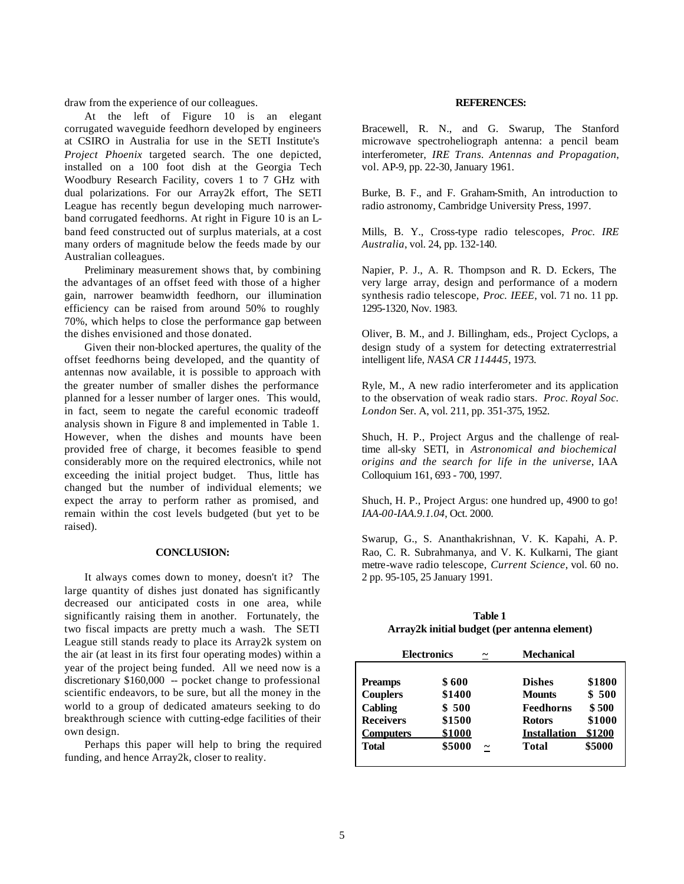draw from the experience of our colleagues.

At the left of Figure 10 is an elegant corrugated waveguide feedhorn developed by engineers at CSIRO in Australia for use in the SETI Institute's *Project Phoenix* targeted search. The one depicted, installed on a 100 foot dish at the Georgia Tech Woodbury Research Facility, covers 1 to 7 GHz with dual polarizations. For our Array2k effort, The SETI League has recently begun developing much narrower-band corrugated feedhorns. At right in Figure 10 is an L-band feed constructed out of surplus materials, at a cost many orders of magnitude below the feeds made by our Australian colleagues.

Preliminary measurement shows that, by combining the advantages of an offset feed with those of a higher gain, narrower beamwidth feedhorn, our illumination efficiency can be raised from around 50% to roughly 70%, which helps to close the performance gap between the dishes envisioned and those donated.

Given their non-blocked apertures, the quality of the offset feedhorns being developed, and the quantity of antennas now available, it is possible to approach with the greater number of smaller dishes the performance planned for a lesser number of larger ones. This would, in fact, seem to negate the careful economic tradeoff analysis shown in Figure 8 and implemented in Table 1. However, when the dishes and mounts have been provided free of charge, it becomes feasible to spend considerably more on the required electronics, while not exceeding the initial project budget. Thus, little has changed but the number of individual elements; we expect the array to perform rather as promised, and remain within the cost levels budgeted (but yet to be raised).

## CONCLUSION:

It always comes down to money, doesn't it? The large quantity of dishes just donated has significantly decreased our anticipated costs in one area, while significantly raising them in another. Fortunately, the two fiscal impacts are pretty much a wash. The SETI League still stands ready to place its Array2k system on the air (at least in its first four operating modes) within a year of the project being funded. All we need now is a discretionary $160,000 -- pocket change to professional scientific endeavors, to be sure, but all the money in the world to a group of dedicated amateurs seeking to do breakthrough science with cutting-edge facilities of their own design.

Perhaps this paper will help to bring the required funding, and hence Array2k, closer to reality.

## REFERENCES:

Bracewell, R. N., and G. Swarup, The Stanford microwave spectroheliograph antenna: a pencil beam interferometer, *IRE Trans. Antennas and Propagation*, vol. AP-9, pp. 22-30, January 1961.

Burke, B. F., and F. Graham-Smith, An introduction to radio astronomy, Cambridge University Press, 1997.

Mills, B. Y., Cross-type radio telescopes, *Proc. IRE Australia*, vol. 24, pp. 132-140.

Napier, P. J., A. R. Thompson and R. D. Eckers, The very large array, design and performance of a modern synthesis radio telescope, *Proc. IEEE*, vol. 71 no. 11 pp. 1295-1320, Nov. 1983.

Oliver, B. M., and J. Billingham, eds., Project Cyclops, a design study of a system for detecting extraterrestrial intelligent life, *NASA CR 114445*, 1973.

Ryle, M., A new radio interferometer and its application to the observation of weak radio stars. *Proc. Royal Soc. London* Ser. A, vol. 211, pp. 351-375, 1952.

Shuch, H. P., Project Argus and the challenge of real-time all-sky SETI, in *Astronomical and biochemical origins and the search for life in the universe*, IAA Colloquium 161, 693 - 700, 1997.

Shuch, H. P., Project Argus: one hundred up, 4900 to go! *IAA-00-IAA.9.1.04*, Oct. 2000.

Swarup, G., S. Ananthakrishnan, V. K. Kapahi, A. P. Rao, C. R. Subrahmanya, and V. K. Kulkarni, The giant metre-wave radio telescope, *Current Science*, vol. 60 no. 2 pp. 95-105, 25 January 1991.

**Table 1**
**Array2k initial budget (per antenna element)**

| **Electronics** | | ~ | **Mechanical** | |
|---|---|---|---|---|
| **Preamps** | **$ 600** | | **Dishes** | **$1800** |
| **Couplers** | **$1400** | | **Mounts** | **$ 500** |
| **Cabling** | **$ 500** | | **Feedhorns** | **$ 500** |
| **Receivers** | **$1500** | | **Rotors** | **$1000** |
| **Computers** | **$1000** | | **Installation** | **$1200** |
| **Total** | **$5000** | ~ | **Total** | **$5000** |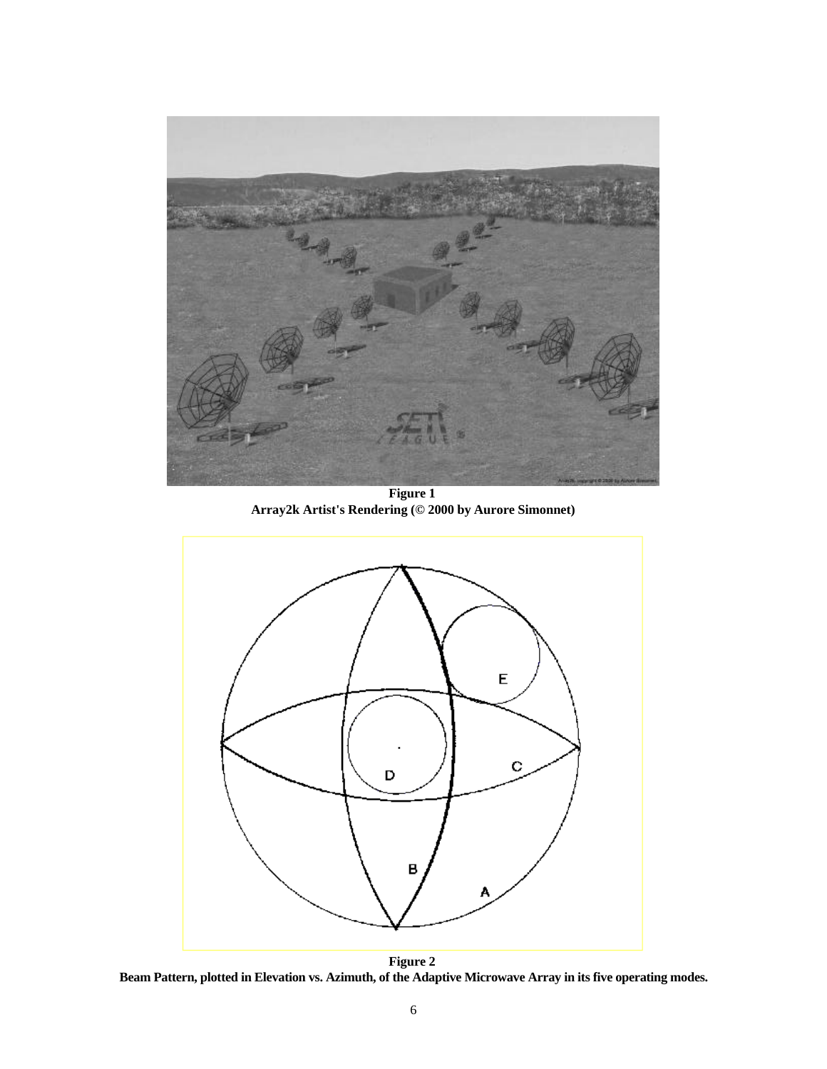**Figure 1**
**Array2k Artist's Rendering (© 2000 by Aurore Simonnet)**

**Figure 2**
**Beam Pattern, plotted in Elevation vs. Azimuth, of the Adaptive Microwave Array in its five operating modes.**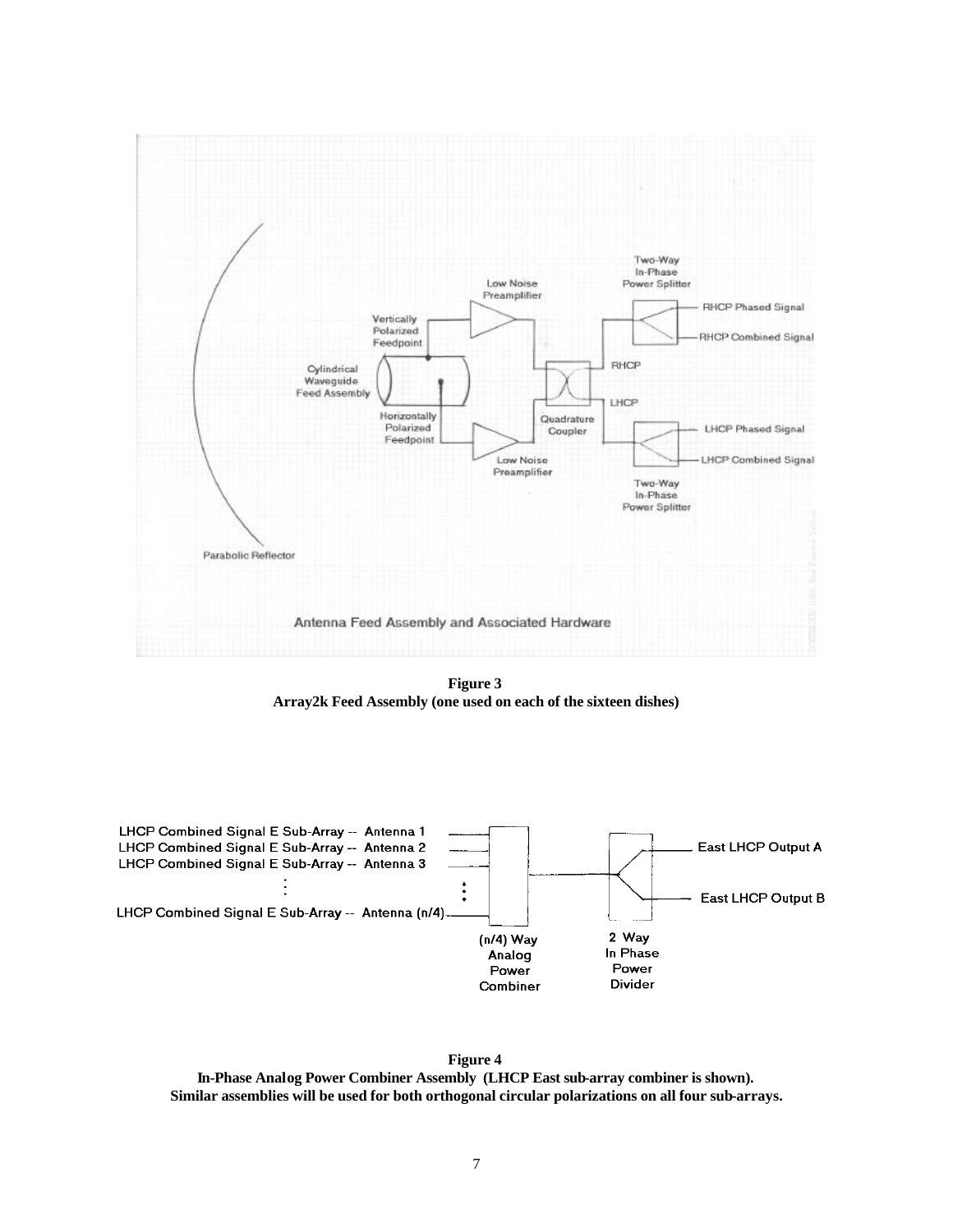**Figure 3**
**Array2k Feed Assembly (one used on each of the sixteen dishes)**

**Figure 4**
**In-Phase Analog Power Combiner Assembly (LHCP East sub-array combiner is shown).**
**Similar assemblies will be used for both orthogonal circular polarizations on all four sub-arrays.**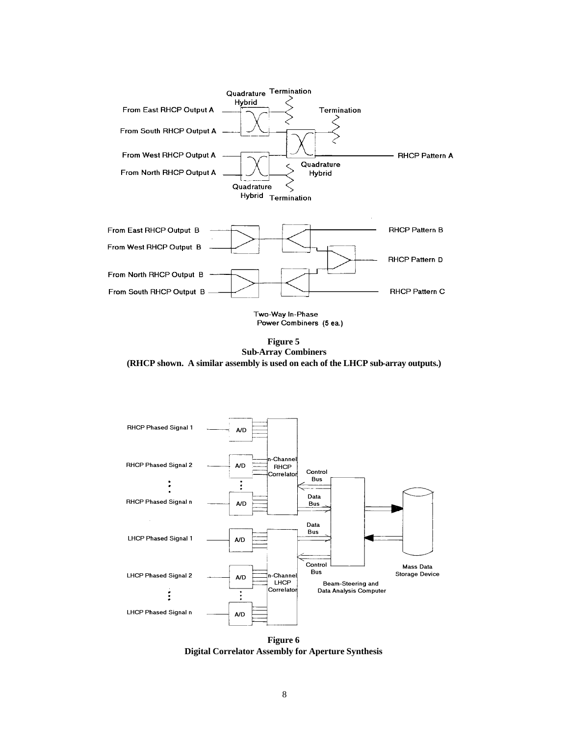**Figure 5**
**Sub-Array Combiners**
**(RHCP shown. A similar assembly is used on each of the LHCP sub-array outputs.)**

**Figure 6**
**Digital Correlator Assembly for Aperture Synthesis**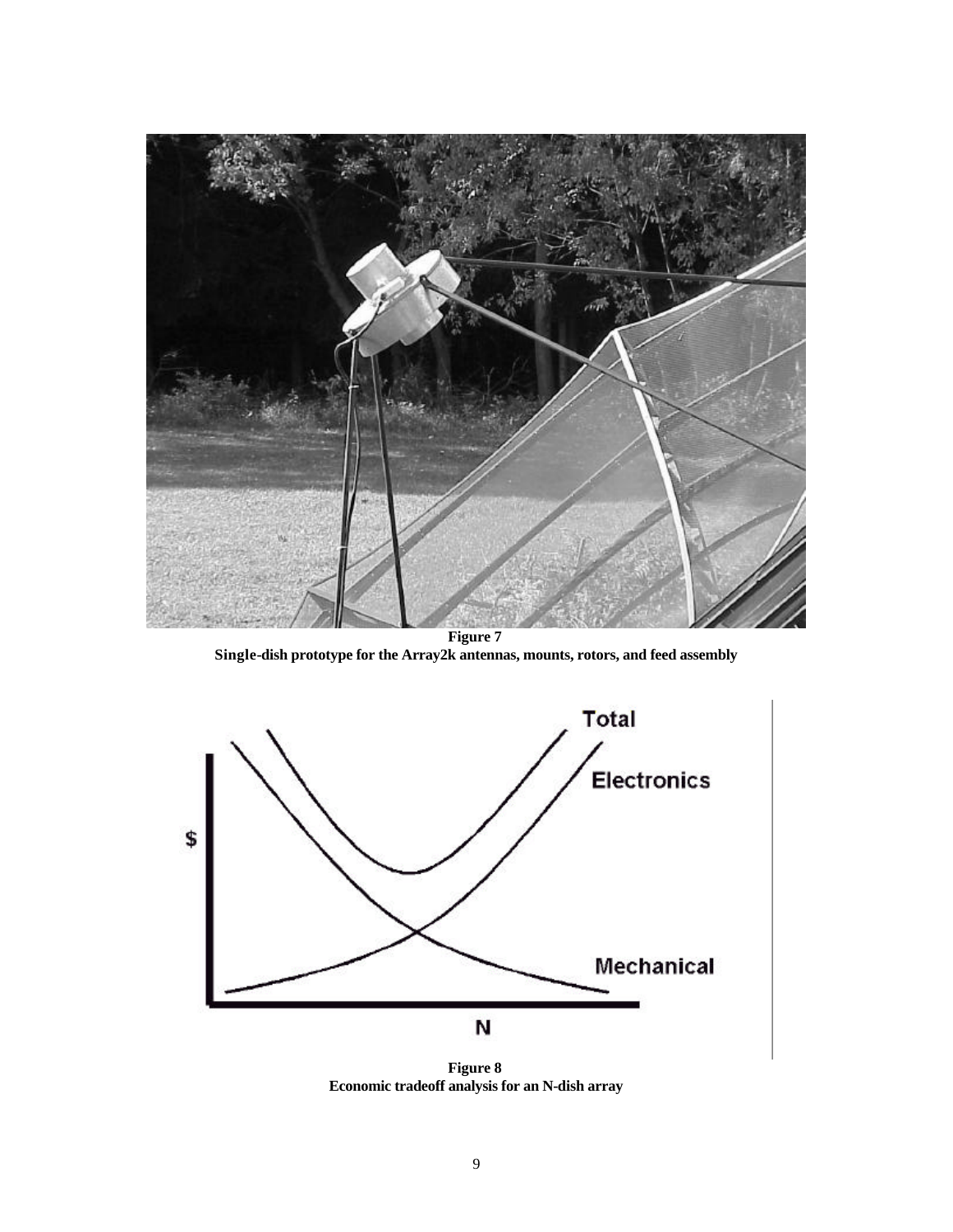**Figure 7**
**Single-dish prototype for the Array2k antennas, mounts, rotors, and feed assembly**

**Figure 8**
**Economic tradeoff analysis for an N-dish array**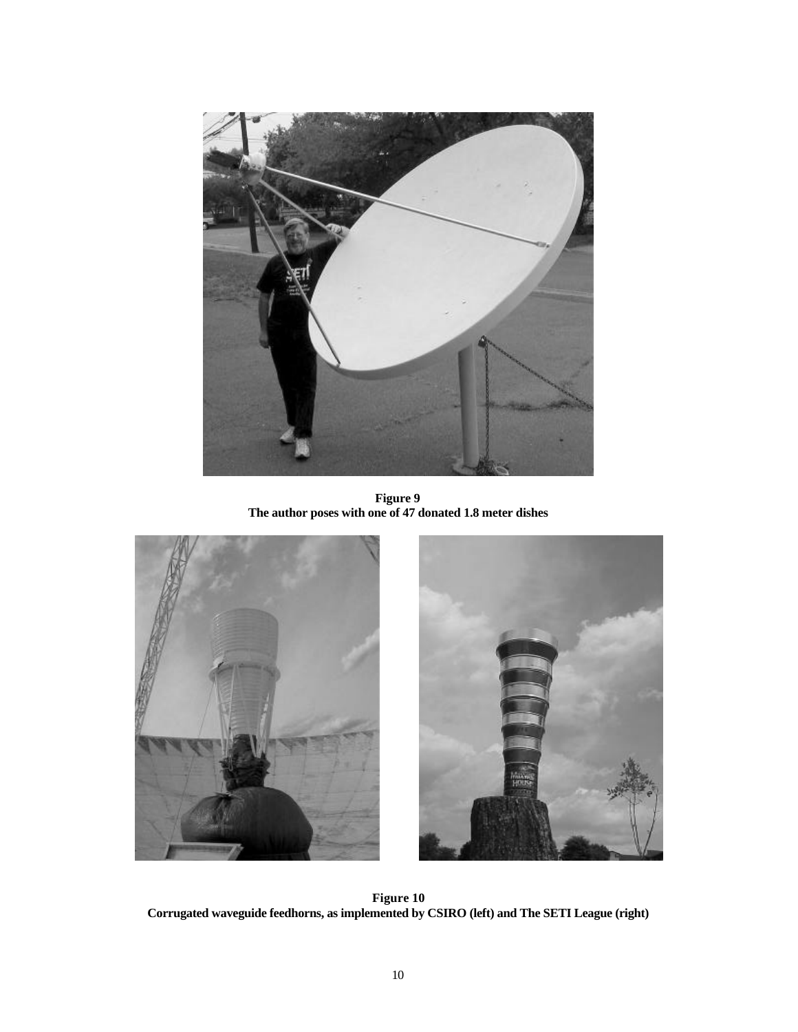**Figure 9**
**The author poses with one of 47 donated 1.8 meter dishes**

**Figure 10**
**Corrugated waveguide feedhorns, as implemented by CSIRO (left) and The SETI League (right)**